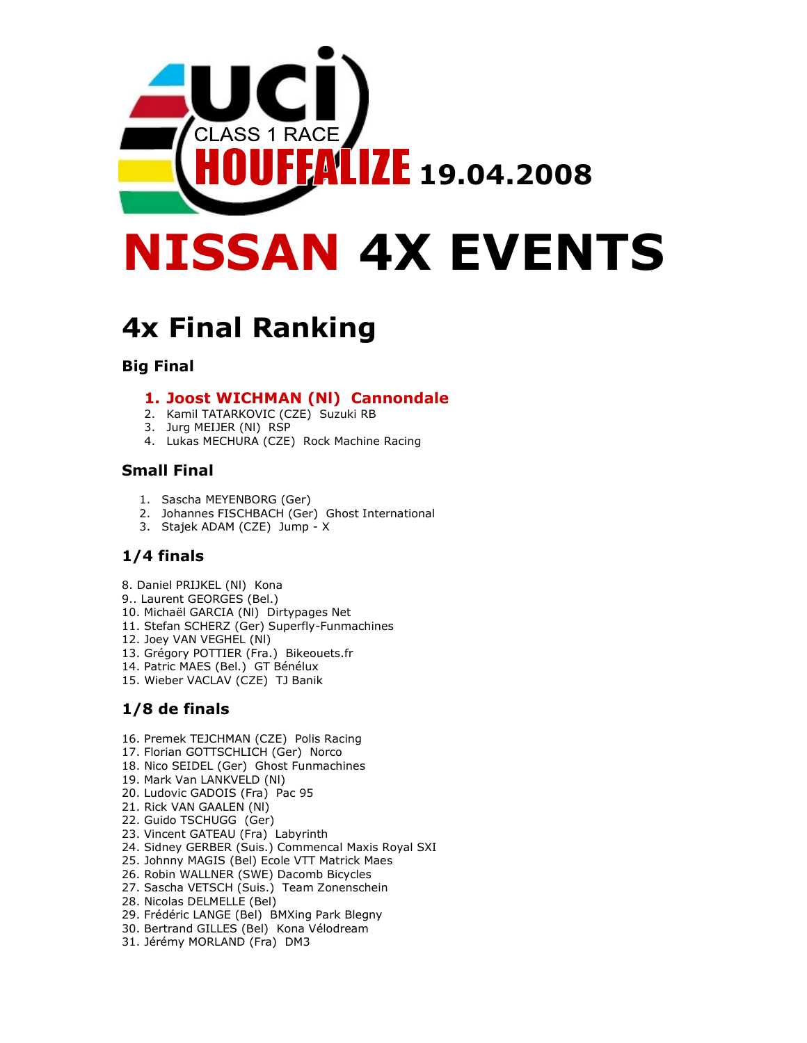UCI CLASS 1 RACE HOUFFALIZE 19.04.2008

# NISSAN 4X EVENTS

## 4x Final Ranking

### Big Final

1. **Joost WICHMAN (Nl) Cannondale**
2. Kamil TATARKOVIC (CZE) Suzuki RB
3. Jurg MEIJER (Nl) RSP
4. Lukas MECHURA (CZE) Rock Machine Racing

### Small Final

1. Sascha MEYENBORG (Ger)
2. Johannes FISCHBACH (Ger) Ghost International
3. Stajek ADAM (CZE) Jump - X

### 1/4 finals

8. Daniel PRIJKEL (Nl) Kona
9.. Laurent GEORGES (Bel.)
10. Michaël GARCIA (Nl) Dirtypages Net
11. Stefan SCHERZ (Ger) Superfly-Funmachines
12. Joey VAN VEGHEL (Nl)
13. Grégory POTTIER (Fra.) Bikeouets.fr
14. Patric MAES (Bel.) GT Bénélux
15. Wieber VACLAV (CZE) TJ Banik

### 1/8 de finals

16. Premek TEJCHMAN (CZE) Polis Racing
17. Florian GOTTSCHLICH (Ger) Norco
18. Nico SEIDEL (Ger) Ghost Funmachines
19. Mark Van LANKVELD (Nl)
20. Ludovic GADOIS (Fra) Pac 95
21. Rick VAN GAALEN (Nl)
22. Guido TSCHUGG (Ger)
23. Vincent GATEAU (Fra) Labyrinth
24. Sidney GERBER (Suis.) Commencal Maxis Royal SXI
25. Johnny MAGIS (Bel) Ecole VTT Matrick Maes
26. Robin WALLNER (SWE) Dacomb Bicycles
27. Sascha VETSCH (Suis.) Team Zonenschein
28. Nicolas DELMELLE (Bel)
29. Frédéric LANGE (Bel) BMXing Park Blegny
30. Bertrand GILLES (Bel) Kona Vélodream
31. Jérémy MORLAND (Fra) DM3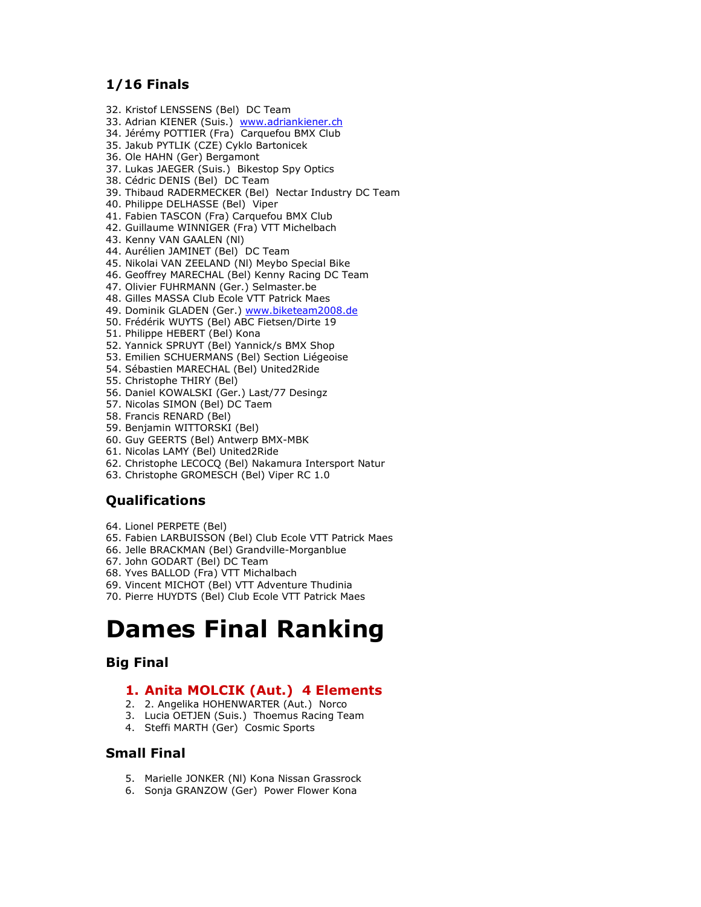### 1/16 Finals

32. Kristof LENSSENS (Bel) DC Team
33. Adrian KIENER (Suis.) www.adriankiener.ch
34. Jérémy POTTIER (Fra) Carquefou BMX Club
35. Jakub PYTLIK (CZE) Cyklo Bartonicek
36. Ole HAHN (Ger) Bergamont
37. Lukas JAEGER (Suis.) Bikestop Spy Optics
38. Cédric DENIS (Bel) DC Team
39. Thibaud RADERMECKER (Bel) Nectar Industry DC Team
40. Philippe DELHASSE (Bel) Viper
41. Fabien TASCON (Fra) Carquefou BMX Club
42. Guillaume WINNIGER (Fra) VTT Michelbach
43. Kenny VAN GAALEN (Nl)
44. Aurélien JAMINET (Bel) DC Team
45. Nikolai VAN ZEELAND (Nl) Meybo Special Bike
46. Geoffrey MARECHAL (Bel) Kenny Racing DC Team
47. Olivier FUHRMANN (Ger.) Selmaster.be
48. Gilles MASSA Club Ecole VTT Patrick Maes
49. Dominik GLADEN (Ger.) www.biketeam2008.de
50. Frédérik WUYTS (Bel) ABC Fietsen/Dirte 19
51. Philippe HEBERT (Bel) Kona
52. Yannick SPRUYT (Bel) Yannick/s BMX Shop
53. Emilien SCHUERMANS (Bel) Section Liégeoise
54. Sébastien MARECHAL (Bel) United2Ride
55. Christophe THIRY (Bel)
56. Daniel KOWALSKI (Ger.) Last/77 Desingz
57. Nicolas SIMON (Bel) DC Taem
58. Francis RENARD (Bel)
59. Benjamin WITTORSKI (Bel)
60. Guy GEERTS (Bel) Antwerp BMX-MBK
61. Nicolas LAMY (Bel) United2Ride
62. Christophe LECOCQ (Bel) Nakamura Intersport Natur
63. Christophe GROMESCH (Bel) Viper RC 1.0

### Qualifications

64. Lionel PERPETE (Bel)
65. Fabien LARBUISSON (Bel) Club Ecole VTT Patrick Maes
66. Jelle BRACKMAN (Bel) Grandville-Morganblue
67. John GODART (Bel) DC Team
68. Yves BALLOD (Fra) VTT Michalbach
69. Vincent MICHOT (Bel) VTT Adventure Thudinia
70. Pierre HUYDTS (Bel) Club Ecole VTT Patrick Maes

# Dames Final Ranking

### Big Final

1. **Anita MOLCIK (Aut.) 4 Elements**
2. 2. Angelika HOHENWARTER (Aut.) Norco
3. Lucia OETJEN (Suis.) Thoemus Racing Team
4. Steffi MARTH (Ger) Cosmic Sports

### Small Final

5. Marielle JONKER (Nl) Kona Nissan Grassrock
6. Sonja GRANZOW (Ger) Power Flower Kona